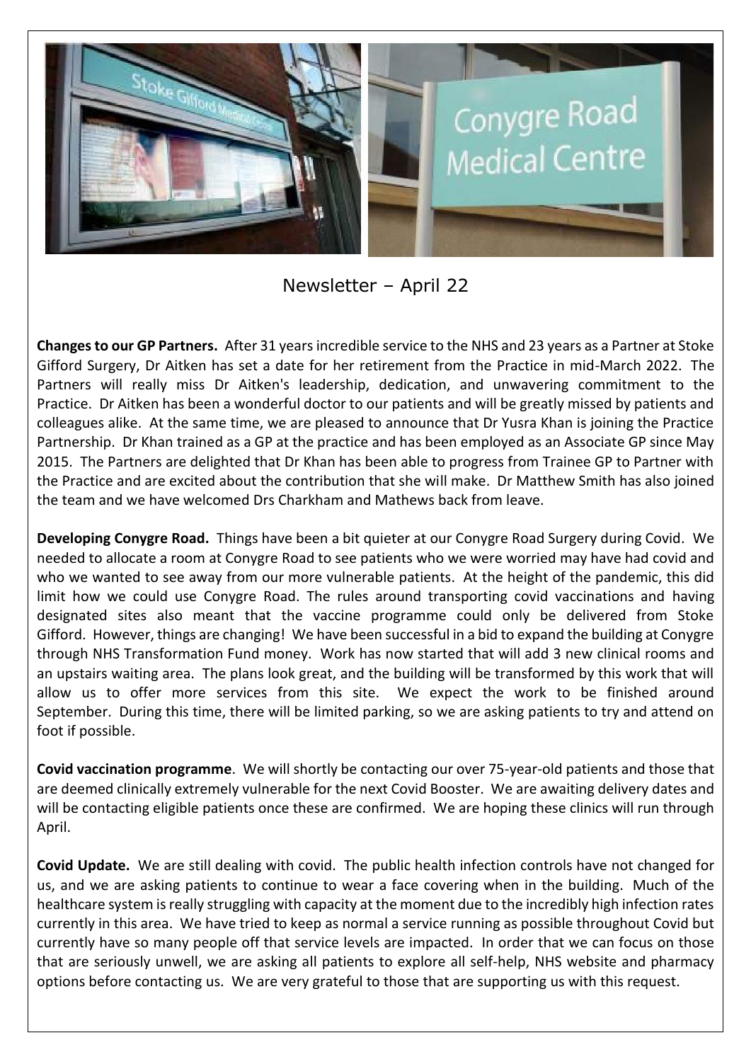# Newsletter – April 22

**Changes to our GP Partners.** After 31 years incredible service to the NHS and 23 years as a Partner at Stoke Gifford Surgery, Dr Aitken has set a date for her retirement from the Practice in mid-March 2022. The Partners will really miss Dr Aitken's leadership, dedication, and unwavering commitment to the Practice. Dr Aitken has been a wonderful doctor to our patients and will be greatly missed by patients and colleagues alike. At the same time, we are pleased to announce that Dr Yusra Khan is joining the Practice Partnership. Dr Khan trained as a GP at the practice and has been employed as an Associate GP since May 2015. The Partners are delighted that Dr Khan has been able to progress from Trainee GP to Partner with the Practice and are excited about the contribution that she will make. Dr Matthew Smith has also joined the team and we have welcomed Drs Charkham and Mathews back from leave.

**Developing Conygre Road.** Things have been a bit quieter at our Conygre Road Surgery during Covid. We needed to allocate a room at Conygre Road to see patients who we were worried may have had covid and who we wanted to see away from our more vulnerable patients. At the height of the pandemic, this did limit how we could use Conygre Road. The rules around transporting covid vaccinations and having designated sites also meant that the vaccine programme could only be delivered from Stoke Gifford. However, things are changing! We have been successful in a bid to expand the building at Conygre through NHS Transformation Fund money. Work has now started that will add 3 new clinical rooms and an upstairs waiting area. The plans look great, and the building will be transformed by this work that will allow us to offer more services from this site. We expect the work to be finished around September. During this time, there will be limited parking, so we are asking patients to try and attend on foot if possible.

**Covid vaccination programme**. We will shortly be contacting our over 75-year-old patients and those that are deemed clinically extremely vulnerable for the next Covid Booster. We are awaiting delivery dates and will be contacting eligible patients once these are confirmed. We are hoping these clinics will run through April.

**Covid Update.** We are still dealing with covid. The public health infection controls have not changed for us, and we are asking patients to continue to wear a face covering when in the building. Much of the healthcare system is really struggling with capacity at the moment due to the incredibly high infection rates currently in this area. We have tried to keep as normal a service running as possible throughout Covid but currently have so many people off that service levels are impacted. In order that we can focus on those that are seriously unwell, we are asking all patients to explore all self-help, NHS website and pharmacy options before contacting us. We are very grateful to those that are supporting us with this request.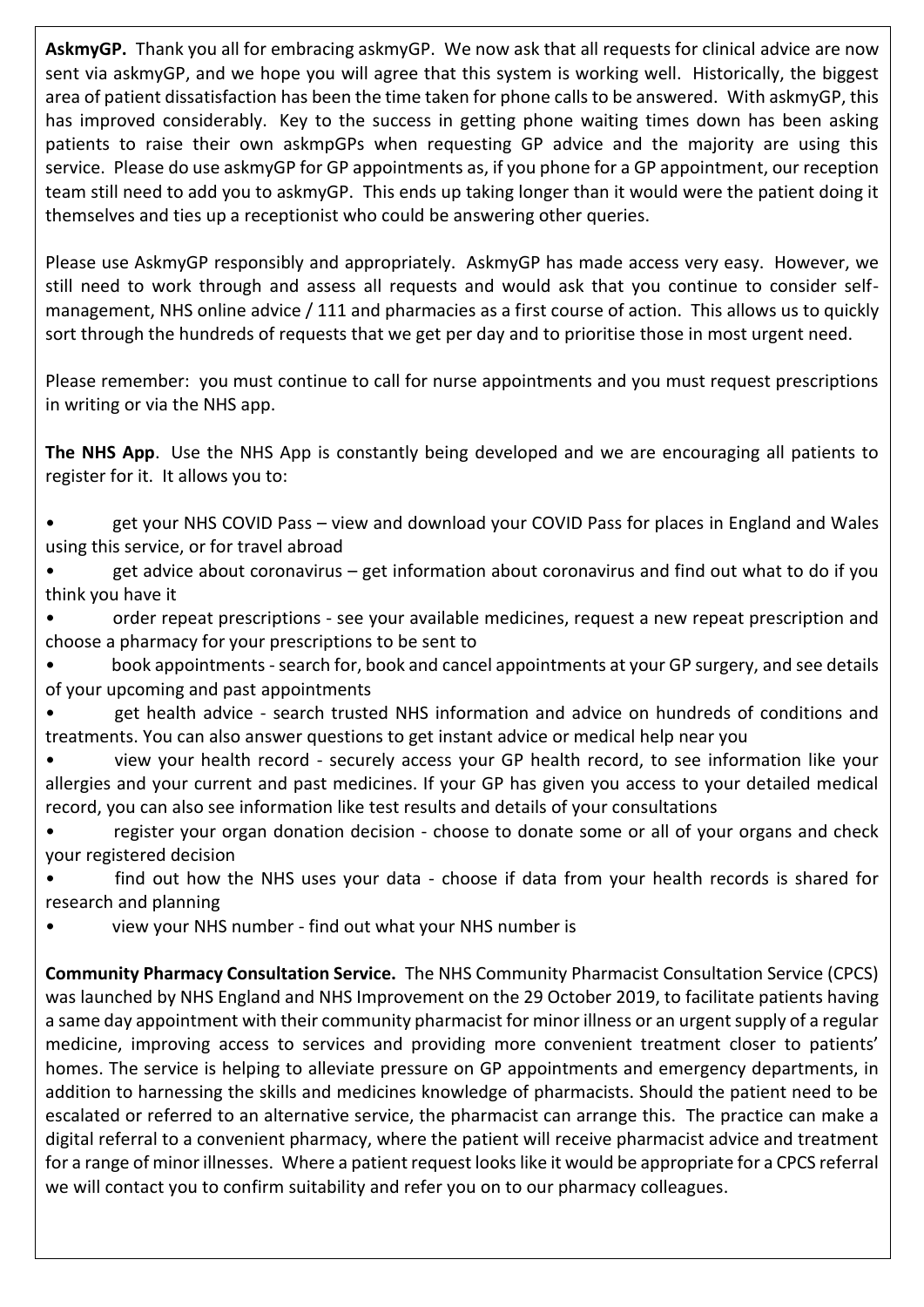**AskmyGP.** Thank you all for embracing askmyGP. We now ask that all requests for clinical advice are now sent via askmyGP, and we hope you will agree that this system is working well. Historically, the biggest area of patient dissatisfaction has been the time taken for phone calls to be answered. With askmyGP, this has improved considerably. Key to the success in getting phone waiting times down has been asking patients to raise their own askmpGPs when requesting GP advice and the majority are using this service. Please do use askmyGP for GP appointments as, if you phone for a GP appointment, our reception team still need to add you to askmyGP. This ends up taking longer than it would were the patient doing it themselves and ties up a receptionist who could be answering other queries.

Please use AskmyGP responsibly and appropriately. AskmyGP has made access very easy. However, we still need to work through and assess all requests and would ask that you continue to consider self-management, NHS online advice / 111 and pharmacies as a first course of action. This allows us to quickly sort through the hundreds of requests that we get per day and to prioritise those in most urgent need.

Please remember: you must continue to call for nurse appointments and you must request prescriptions in writing or via the NHS app.

**The NHS App**. Use the NHS App is constantly being developed and we are encouraging all patients to register for it. It allows you to:

- get your NHS COVID Pass – view and download your COVID Pass for places in England and Wales using this service, or for travel abroad
- get advice about coronavirus – get information about coronavirus and find out what to do if you think you have it
- order repeat prescriptions - see your available medicines, request a new repeat prescription and choose a pharmacy for your prescriptions to be sent to
- book appointments - search for, book and cancel appointments at your GP surgery, and see details of your upcoming and past appointments
- get health advice - search trusted NHS information and advice on hundreds of conditions and treatments. You can also answer questions to get instant advice or medical help near you
- view your health record - securely access your GP health record, to see information like your allergies and your current and past medicines. If your GP has given you access to your detailed medical record, you can also see information like test results and details of your consultations
- register your organ donation decision - choose to donate some or all of your organs and check your registered decision
- find out how the NHS uses your data - choose if data from your health records is shared for research and planning
- view your NHS number - find out what your NHS number is

**Community Pharmacy Consultation Service.** The NHS Community Pharmacist Consultation Service (CPCS) was launched by NHS England and NHS Improvement on the 29 October 2019, to facilitate patients having a same day appointment with their community pharmacist for minor illness or an urgent supply of a regular medicine, improving access to services and providing more convenient treatment closer to patients' homes. The service is helping to alleviate pressure on GP appointments and emergency departments, in addition to harnessing the skills and medicines knowledge of pharmacists. Should the patient need to be escalated or referred to an alternative service, the pharmacist can arrange this. The practice can make a digital referral to a convenient pharmacy, where the patient will receive pharmacist advice and treatment for a range of minor illnesses. Where a patient request looks like it would be appropriate for a CPCS referral we will contact you to confirm suitability and refer you on to our pharmacy colleagues.